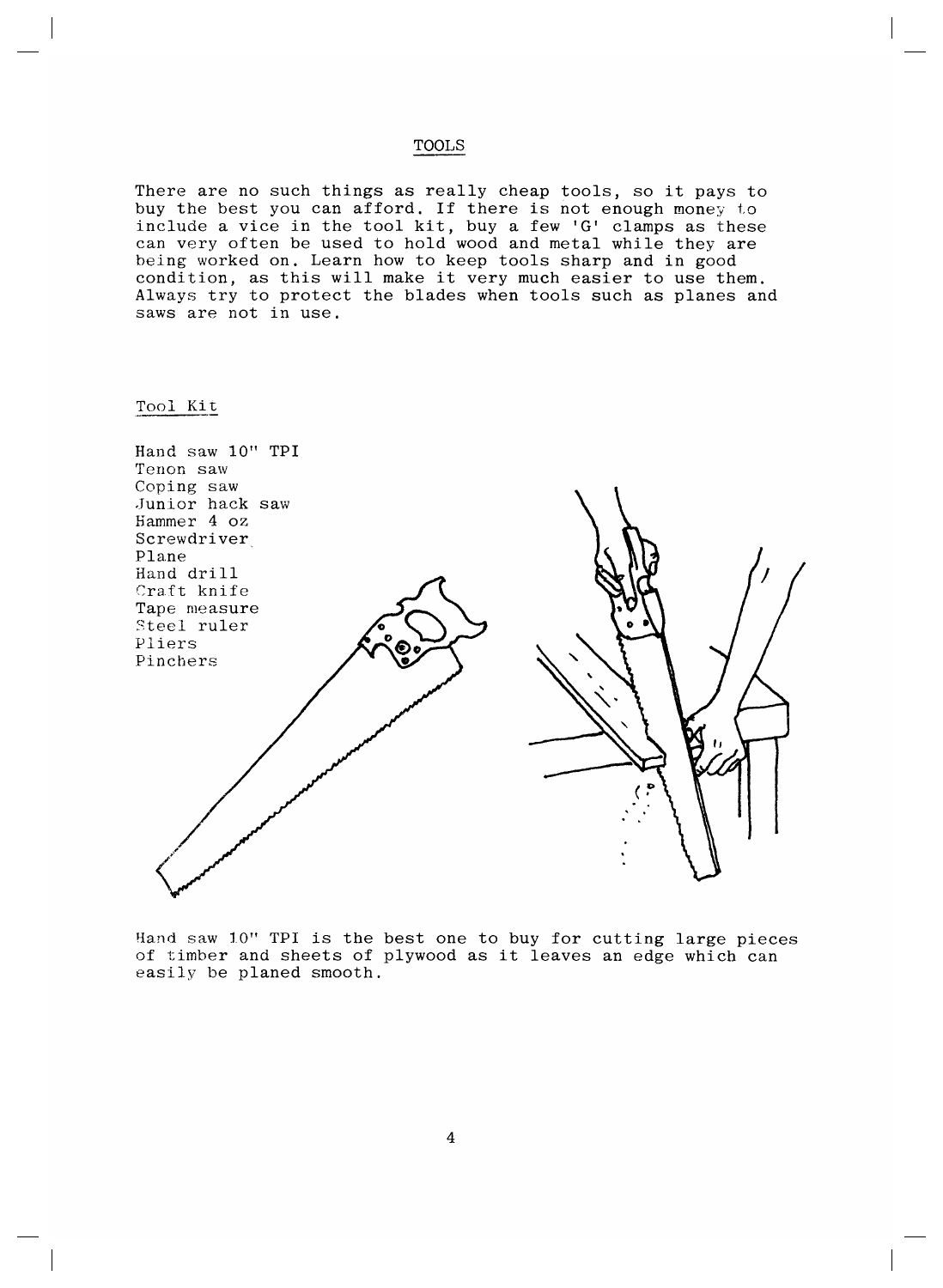# TOOLS

There are no such things as really cheap tools, so it pays to buy the best you can afford. If there is not enough money to include a vice in the tool kit, buy a few 'G' clamps as these can very often be used to hold wood and metal while they are being worked on. Learn how to keep tools sharp and in good condition, as this will make it very much easier to use them. Always try to protect the blades when tools such as planes and saws are not in use.

## Tool Kit

Hand saw 10" TPI
Tenon saw
Coping saw
Junior hack saw
Hammer 4 oz
Screwdriver
Plane
Hand drill
Craft knife
Tape measure
Steel ruler
Pliers
Pinchers

Hand saw 10" TPI is the best one to buy for cutting large pieces of timber and sheets of plywood as it leaves an edge which can easily be planed smooth.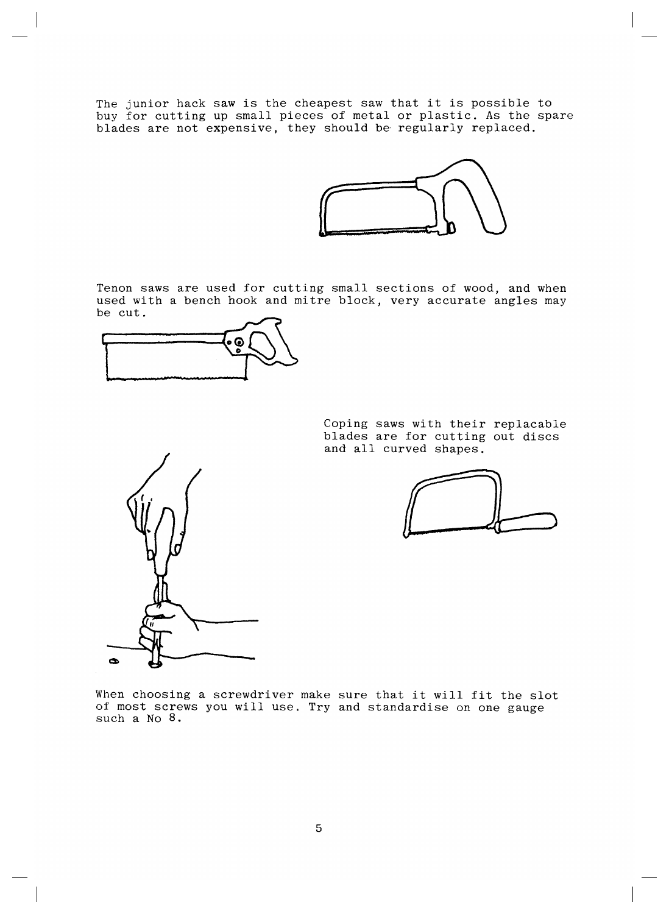The junior hack saw is the cheapest saw that it is possible to buy for cutting up small pieces of metal or plastic. As the spare blades are not expensive, they should be regularly replaced.

Tenon saws are used for cutting small sections of wood, and when used with a bench hook and mitre block, very accurate angles may be cut.

Coping saws with their replacable blades are for cutting out discs and all curved shapes.

When choosing a screwdriver make sure that it will fit the slot of most screws you will use. Try and standardise on one gauge such a No 8.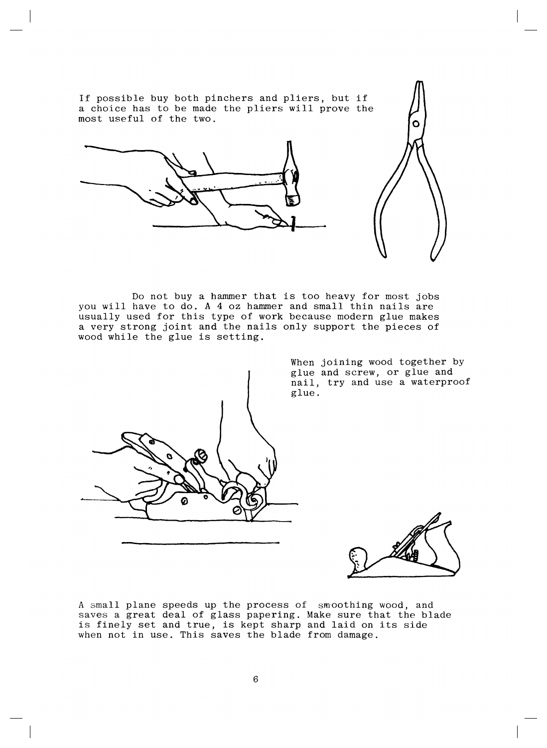If possible buy both pinchers and pliers, but if a choice has to be made the pliers will prove the most useful of the two.

Do not buy a hammer that is too heavy for most jobs you will have to do. A 4 oz hammer and small thin nails are usually used for this type of work because modern glue makes a very strong joint and the nails only support the pieces of wood while the glue is setting.

When joining wood together by glue and screw, or glue and nail, try and use a waterproof glue.

A small plane speeds up the process of smoothing wood, and saves a great deal of glass papering. Make sure that the blade is finely set and true, is kept sharp and laid on its side when not in use. This saves the blade from damage.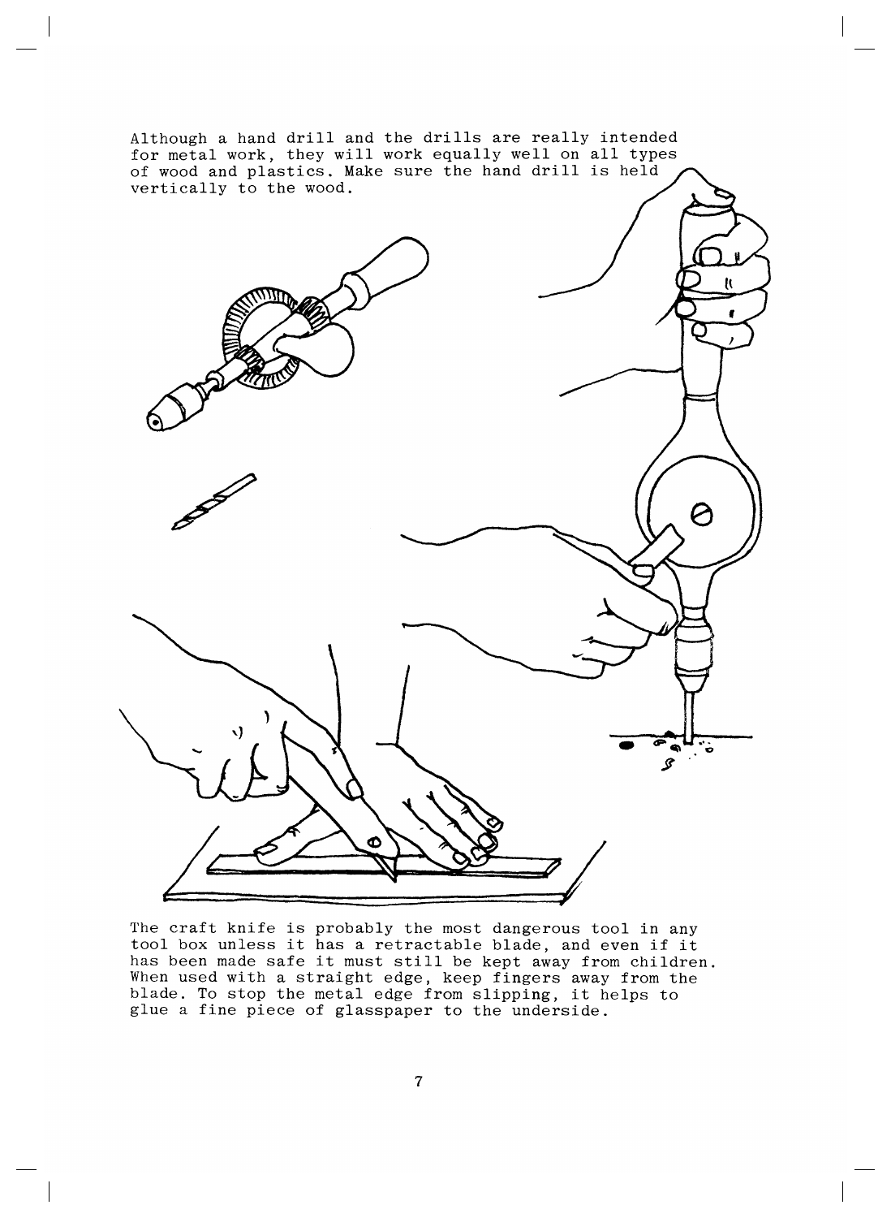Although a hand drill and the drills are really intended for metal work, they will work equally well on all types of wood and plastics. Make sure the hand drill is held vertically to the wood.

The craft knife is probably the most dangerous tool in any tool box unless it has a retractable blade, and even if it has been made safe it must still be kept away from children. When used with a straight edge, keep fingers away from the blade. To stop the metal edge from slipping, it helps to glue a fine piece of glasspaper to the underside.